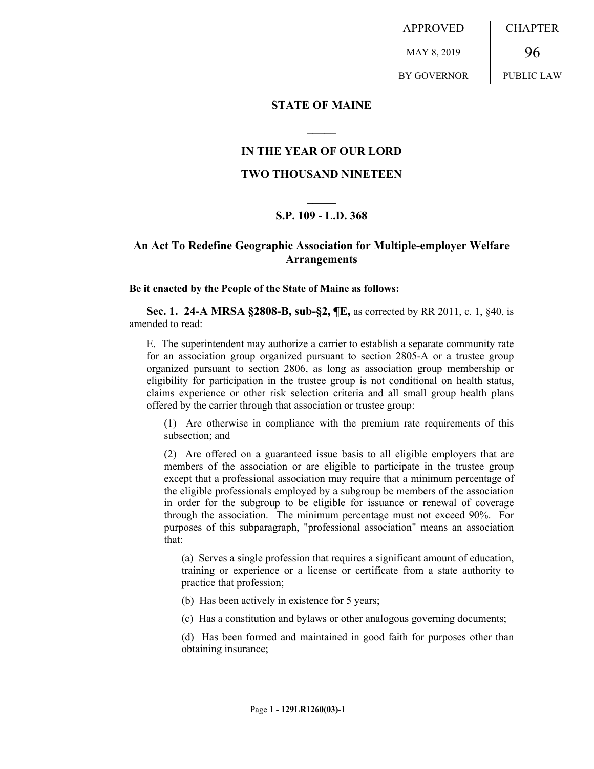APPROVED MAY 8, 2019 BY GOVERNOR

CHAPTER 96 PUBLIC LAW

# STATE OF MAINE

## IN THE YEAR OF OUR LORD TWO THOUSAND NINETEEN

## S.P. 109 - L.D. 368

## An Act To Redefine Geographic Association for Multiple-employer Welfare Arrangements

**Be it enacted by the People of the State of Maine as follows:**

**Sec. 1. 24-A MRSA §2808-B, sub-§2, ¶E,** as corrected by RR 2011, c. 1, §40, is amended to read:

E. The superintendent may authorize a carrier to establish a separate community rate for an association group organized pursuant to section 2805-A or a trustee group organized pursuant to section 2806, as long as association group membership or eligibility for participation in the trustee group is not conditional on health status, claims experience or other risk selection criteria and all small group health plans offered by the carrier through that association or trustee group:

(1) Are otherwise in compliance with the premium rate requirements of this subsection; and

(2) Are offered on a guaranteed issue basis to all eligible employers that are members of the association or are eligible to participate in the trustee group except that a professional association may require that a minimum percentage of the eligible professionals employed by a subgroup be members of the association in order for the subgroup to be eligible for issuance or renewal of coverage through the association. The minimum percentage must not exceed 90%. For purposes of this subparagraph, "professional association" means an association that:

(a) Serves a single profession that requires a significant amount of education, training or experience or a license or certificate from a state authority to practice that profession;

(b) Has been actively in existence for 5 years;

(c) Has a constitution and bylaws or other analogous governing documents;

(d) Has been formed and maintained in good faith for purposes other than obtaining insurance;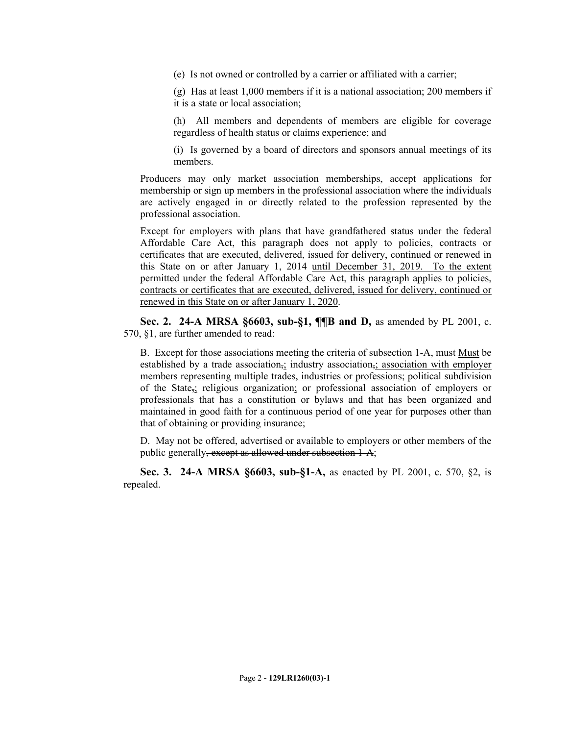(e) Is not owned or controlled by a carrier or affiliated with a carrier;

(g) Has at least 1,000 members if it is a national association; 200 members if it is a state or local association;

(h) All members and dependents of members are eligible for coverage regardless of health status or claims experience; and

(i) Is governed by a board of directors and sponsors annual meetings of its members.

Producers may only market association memberships, accept applications for membership or sign up members in the professional association where the individuals are actively engaged in or directly related to the profession represented by the professional association.

Except for employers with plans that have grandfathered status under the federal Affordable Care Act, this paragraph does not apply to policies, contracts or certificates that are executed, delivered, issued for delivery, continued or renewed in this State on or after January 1, 2014 <u>until December 31, 2019. To the extent permitted under the federal Affordable Care Act, this paragraph applies to policies, contracts or certificates that are executed, delivered, issued for delivery, continued or renewed in this State on or after January 1, 2020</u>.

**Sec. 2. 24-A MRSA §6603, sub-§1, ¶¶B and D,** as amended by PL 2001, c. 570, §1, are further amended to read:

B. ~~Except for those associations meeting the criteria of subsection 1-A, must~~ <u>Must</u> be established by a trade association~~,~~<u>;</u> industry association~~,~~<u>; association with employer members representing multiple trades, industries or professions;</u> political subdivision of the State~~,~~<u>;</u> religious organization<u>;</u> or professional association of employers or professionals that has a constitution or bylaws and that has been organized and maintained in good faith for a continuous period of one year for purposes other than that of obtaining or providing insurance;

D. May not be offered, advertised or available to employers or other members of the public generally~~, except as allowed under subsection 1-A~~;

**Sec. 3. 24-A MRSA §6603, sub-§1-A,** as enacted by PL 2001, c. 570, §2, is repealed.